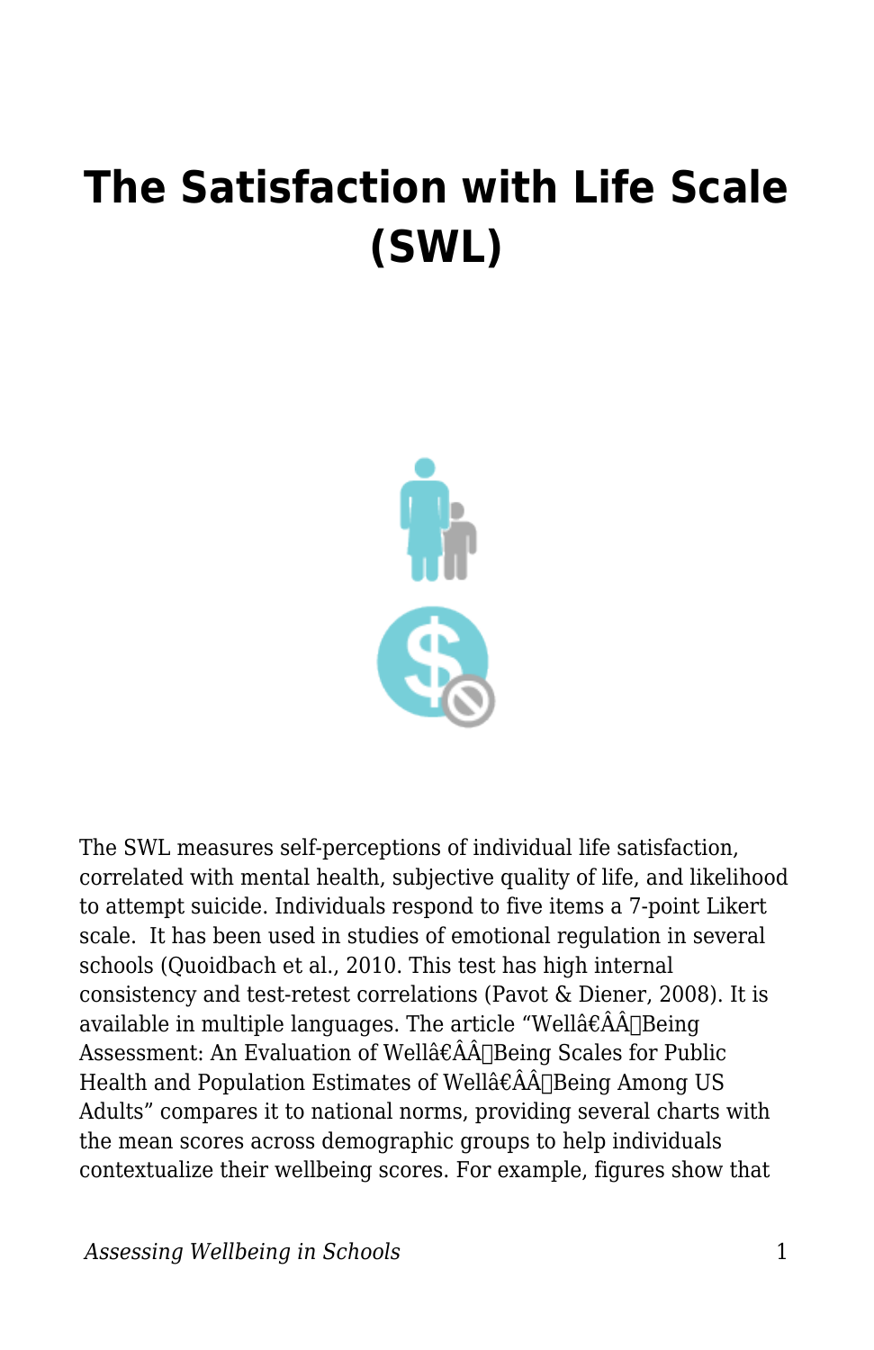# The Satisfaction with Life Scale (SWL)

The SWL measures self-perceptions of individual life satisfaction, correlated with mental health, subjective quality of life, and likelihood to attempt suicide. Individuals respond to five items a 7-point Likert scale.  It has been used in studies of emotional regulation in several schools (Quoidbach et al., 2010. This test has high internal consistency and test-retest correlations (Pavot & Diener, 2008). It is available in multiple languages. The article "Wellâ€Â­Being Assessment: An Evaluation of Wellâ€Â­Being Scales for Public Health and Population Estimates of Wellâ€Â­Being Among US Adults" compares it to national norms, providing several charts with the mean scores across demographic groups to help individuals contextualize their wellbeing scores. For example, figures show that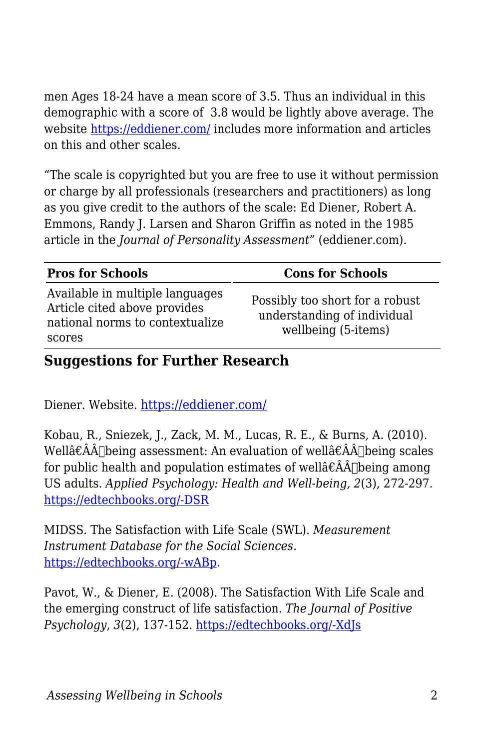men Ages 18-24 have a mean score of 3.5. Thus an individual in this demographic with a score of  3.8 would be lightly above average. The website https://eddiener.com/ includes more information and articles on this and other scales.

“The scale is copyrighted but you are free to use it without permission or charge by all professionals (researchers and practitioners) as long as you give credit to the authors of the scale: Ed Diener, Robert A. Emmons, Randy J. Larsen and Sharon Griffin as noted in the 1985 article in the *Journal of Personality Assessment*” (eddiener.com).

| Pros for Schools | Cons for Schools |
| --- | --- |
| Available in multiple languages<br>Article cited above provides national norms to contextualize scores | Possibly too short for a robust understanding of individual wellbeing (5-items) |

## Suggestions for Further Research

Diener. Website. https://eddiener.com/

Kobau, R., Sniezek, J., Zack, M. M., Lucas, R. E., & Burns, A. (2010). Wellâ€ÂÂbeing assessment: An evaluation of wellâ€ÂÂbeing scales for public health and population estimates of wellâ€ÂÂbeing among US adults. *Applied Psychology: Health and Well-being, 2*(3), 272-297. https://edtechbooks.org/-DSR

MIDSS. The Satisfaction with Life Scale (SWL). *Measurement Instrument Database for the Social Sciences*. https://edtechbooks.org/-wABp.

Pavot, W., & Diener, E. (2008). The Satisfaction With Life Scale and the emerging construct of life satisfaction. *The Journal of Positive Psychology*, *3*(2), 137-152. https://edtechbooks.org/-XdJs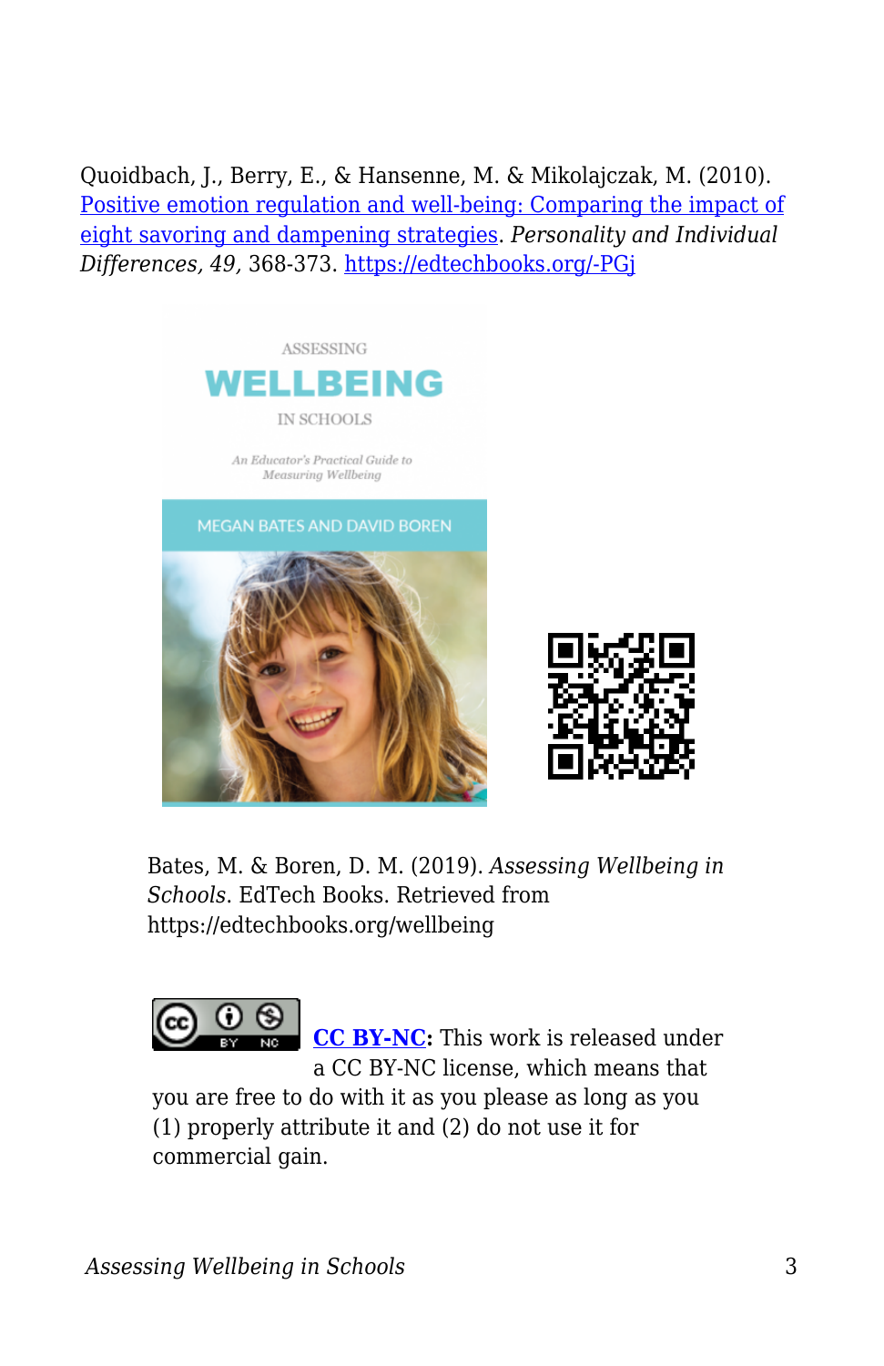Quoidbach, J., Berry, E., & Hansenne, M. & Mikolajczak, M. (2010). [Positive emotion regulation and well-being: Comparing the impact of eight savoring and dampening strategies](https://edtechbooks.org/-PGj). *Personality and Individual Differences, 49,* 368-373. https://edtechbooks.org/-PGj

Bates, M. & Boren, D. M. (2019). *Assessing Wellbeing in Schools*. EdTech Books. Retrieved from https://edtechbooks.org/wellbeing

**CC BY-NC:** This work is released under a CC BY-NC license, which means that you are free to do with it as you please as long as you (1) properly attribute it and (2) do not use it for commercial gain.